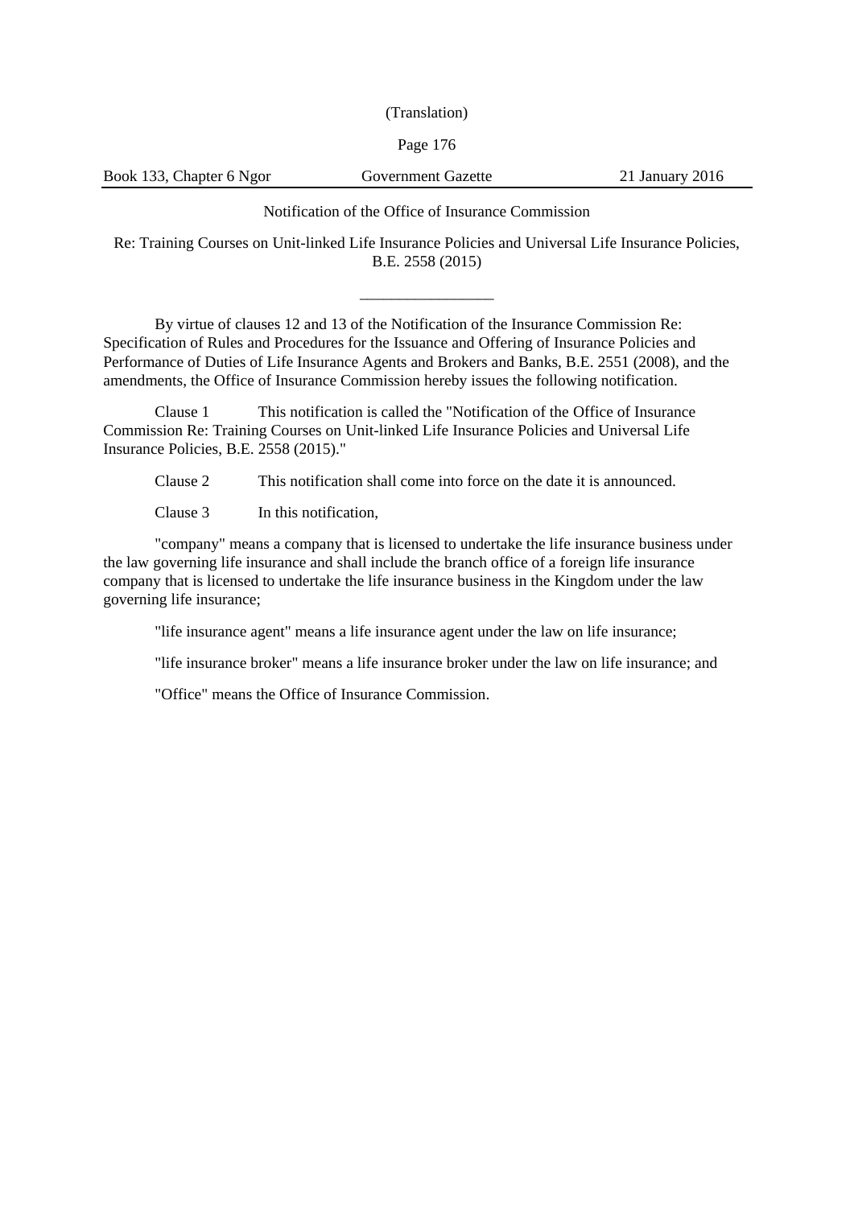(Translation)

Book 133, Chapter 6 Ngor | Government Gazette | 21 January 2016

Notification of the Office of Insurance Commission

Re: Training Courses on Unit-linked Life Insurance Policies and Universal Life Insurance Policies, B.E. 2558 (2015)

\_\_\_\_\_\_\_\_\_\_\_\_\_\_\_\_\_\_

By virtue of clauses 12 and 13 of the Notification of the Insurance Commission Re: Specification of Rules and Procedures for the Issuance and Offering of Insurance Policies and Performance of Duties of Life Insurance Agents and Brokers and Banks, B.E. 2551 (2008), and the amendments, the Office of Insurance Commission hereby issues the following notification.

Clause 1 This notification is called the "Notification of the Office of Insurance Commission Re: Training Courses on Unit-linked Life Insurance Policies and Universal Life Insurance Policies, B.E. 2558 (2015)."

Clause 2 This notification shall come into force on the date it is announced.

Clause 3 In this notification,

"company" means a company that is licensed to undertake the life insurance business under the law governing life insurance and shall include the branch office of a foreign life insurance company that is licensed to undertake the life insurance business in the Kingdom under the law governing life insurance;

"life insurance agent" means a life insurance agent under the law on life insurance;

"life insurance broker" means a life insurance broker under the law on life insurance; and

"Office" means the Office of Insurance Commission.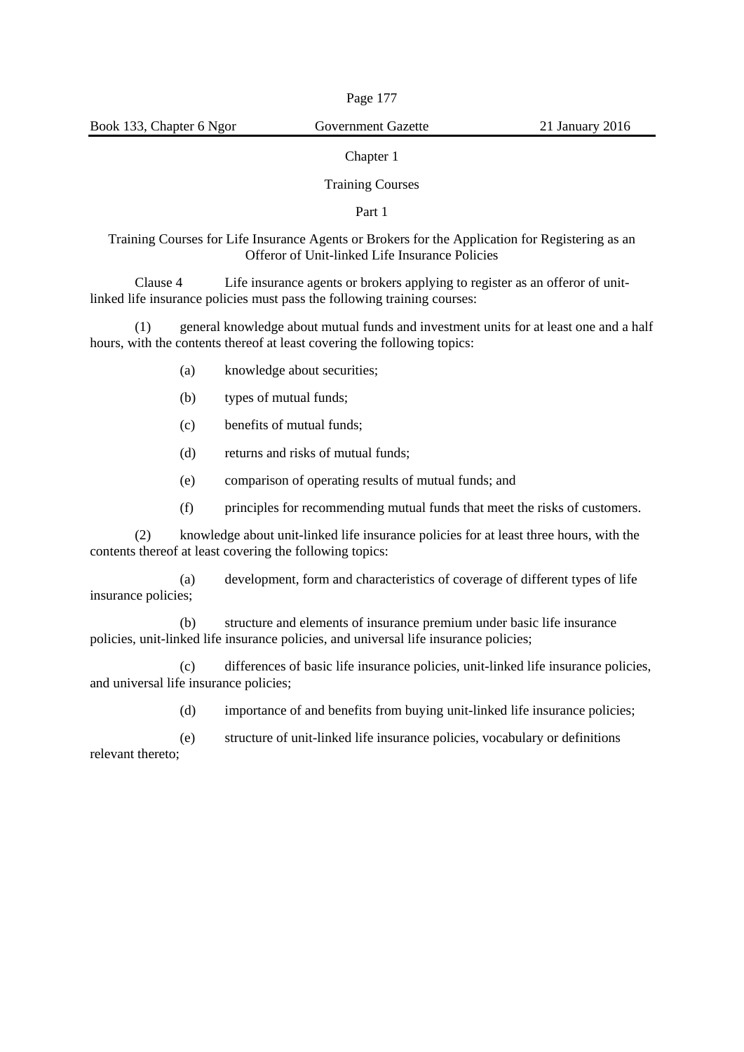## Chapter 1

## Training Courses

### Part 1

### Training Courses for Life Insurance Agents or Brokers for the Application for Registering as an Offeror of Unit-linked Life Insurance Policies

Clause 4 Life insurance agents or brokers applying to register as an offeror of unit-linked life insurance policies must pass the following training courses:

(1) general knowledge about mutual funds and investment units for at least one and a half hours, with the contents thereof at least covering the following topics:

(a) knowledge about securities;

(b) types of mutual funds;

(c) benefits of mutual funds;

(d) returns and risks of mutual funds;

(e) comparison of operating results of mutual funds; and

(f) principles for recommending mutual funds that meet the risks of customers.

(2) knowledge about unit-linked life insurance policies for at least three hours, with the contents thereof at least covering the following topics:

(a) development, form and characteristics of coverage of different types of life insurance policies;

(b) structure and elements of insurance premium under basic life insurance policies, unit-linked life insurance policies, and universal life insurance policies;

(c) differences of basic life insurance policies, unit-linked life insurance policies, and universal life insurance policies;

(d) importance of and benefits from buying unit-linked life insurance policies;

(e) structure of unit-linked life insurance policies, vocabulary or definitions relevant thereto;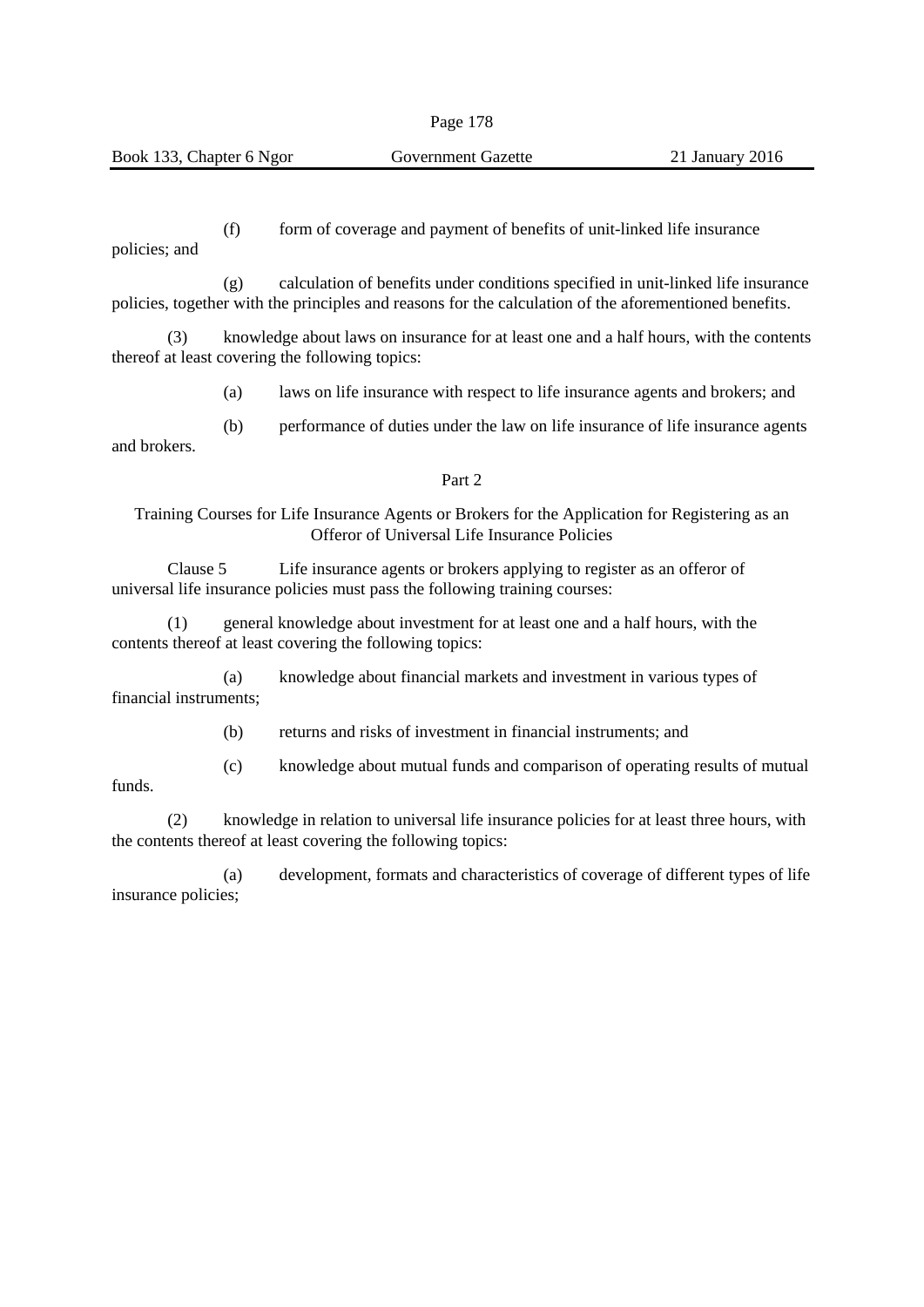(f) form of coverage and payment of benefits of unit-linked life insurance policies; and

(g) calculation of benefits under conditions specified in unit-linked life insurance policies, together with the principles and reasons for the calculation of the aforementioned benefits.

(3) knowledge about laws on insurance for at least one and a half hours, with the contents thereof at least covering the following topics:

(a) laws on life insurance with respect to life insurance agents and brokers; and

(b) performance of duties under the law on life insurance of life insurance agents and brokers.

## Part 2

## Training Courses for Life Insurance Agents or Brokers for the Application for Registering as an Offeror of Universal Life Insurance Policies

Clause 5 Life insurance agents or brokers applying to register as an offeror of universal life insurance policies must pass the following training courses:

(1) general knowledge about investment for at least one and a half hours, with the contents thereof at least covering the following topics:

(a) knowledge about financial markets and investment in various types of financial instruments;

(b) returns and risks of investment in financial instruments; and

(c) knowledge about mutual funds and comparison of operating results of mutual funds.

(2) knowledge in relation to universal life insurance policies for at least three hours, with the contents thereof at least covering the following topics:

(a) development, formats and characteristics of coverage of different types of life insurance policies;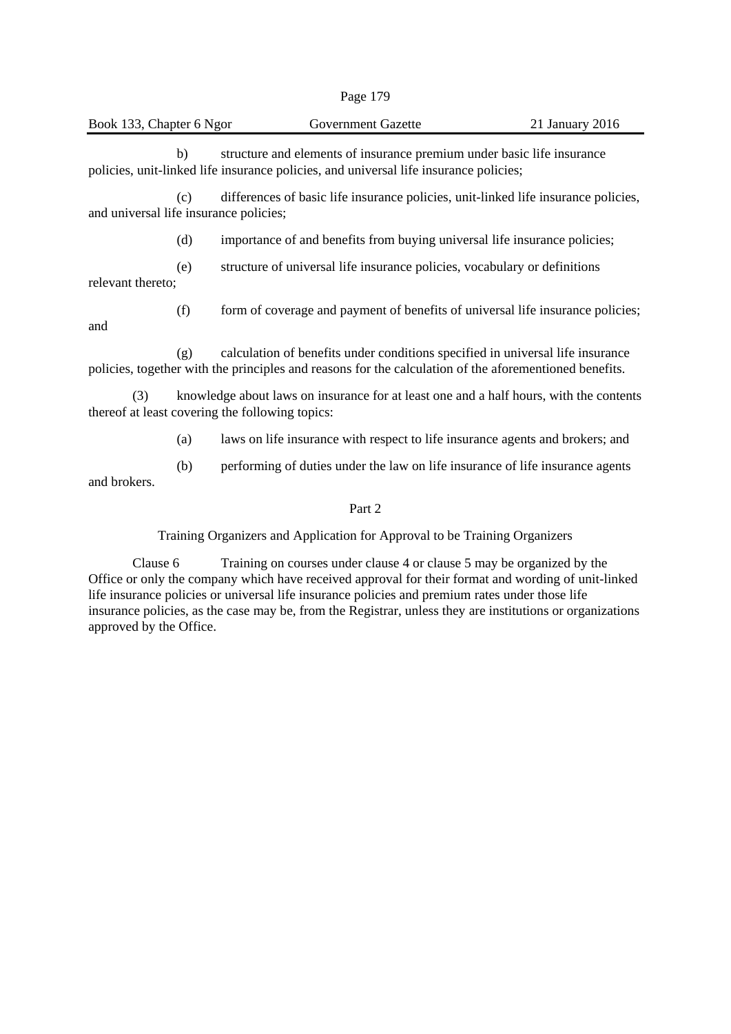b) structure and elements of insurance premium under basic life insurance policies, unit-linked life insurance policies, and universal life insurance policies;

(c) differences of basic life insurance policies, unit-linked life insurance policies, and universal life insurance policies;

(d) importance of and benefits from buying universal life insurance policies;

(e) structure of universal life insurance policies, vocabulary or definitions relevant thereto;

(f) form of coverage and payment of benefits of universal life insurance policies; and

(g) calculation of benefits under conditions specified in universal life insurance policies, together with the principles and reasons for the calculation of the aforementioned benefits.

(3) knowledge about laws on insurance for at least one and a half hours, with the contents thereof at least covering the following topics:

(a) laws on life insurance with respect to life insurance agents and brokers; and

(b) performing of duties under the law on life insurance of life insurance agents and brokers.

## Part 2

### Training Organizers and Application for Approval to be Training Organizers

Clause 6 Training on courses under clause 4 or clause 5 may be organized by the Office or only the company which have received approval for their format and wording of unit-linked life insurance policies or universal life insurance policies and premium rates under those life insurance policies, as the case may be, from the Registrar, unless they are institutions or organizations approved by the Office.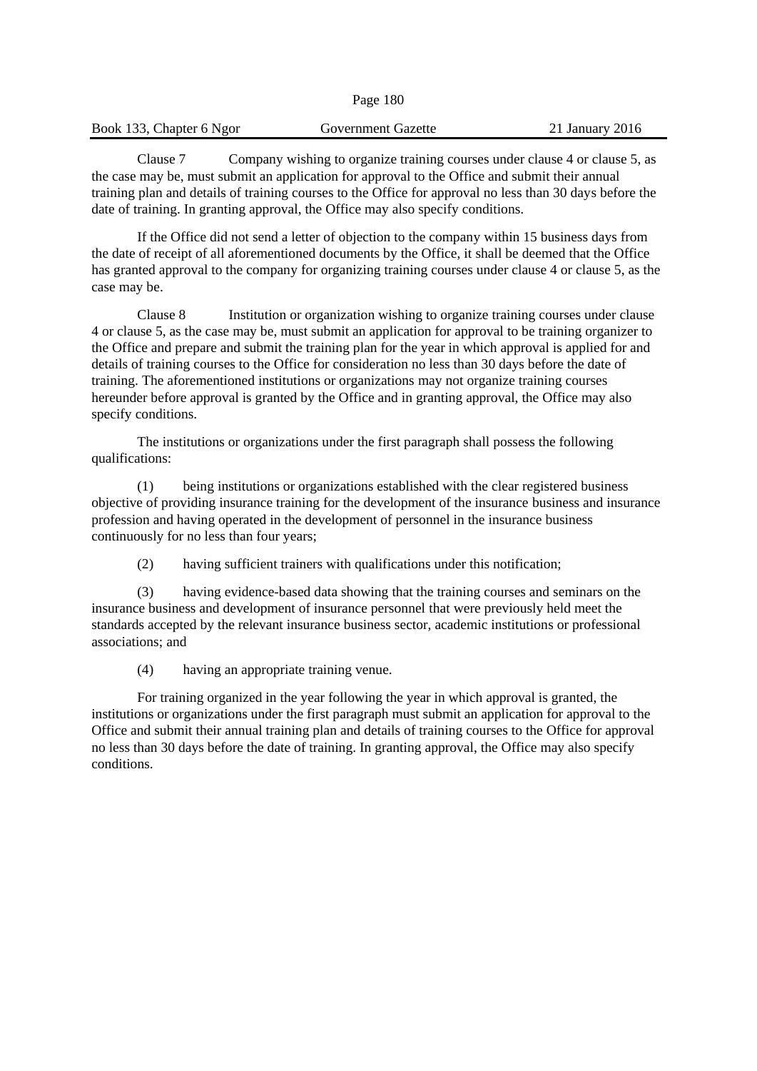Clause 7 Company wishing to organize training courses under clause 4 or clause 5, as the case may be, must submit an application for approval to the Office and submit their annual training plan and details of training courses to the Office for approval no less than 30 days before the date of training. In granting approval, the Office may also specify conditions.

If the Office did not send a letter of objection to the company within 15 business days from the date of receipt of all aforementioned documents by the Office, it shall be deemed that the Office has granted approval to the company for organizing training courses under clause 4 or clause 5, as the case may be.

Clause 8 Institution or organization wishing to organize training courses under clause 4 or clause 5, as the case may be, must submit an application for approval to be training organizer to the Office and prepare and submit the training plan for the year in which approval is applied for and details of training courses to the Office for consideration no less than 30 days before the date of training. The aforementioned institutions or organizations may not organize training courses hereunder before approval is granted by the Office and in granting approval, the Office may also specify conditions.

The institutions or organizations under the first paragraph shall possess the following qualifications:

(1) being institutions or organizations established with the clear registered business objective of providing insurance training for the development of the insurance business and insurance profession and having operated in the development of personnel in the insurance business continuously for no less than four years;

(2) having sufficient trainers with qualifications under this notification;

(3) having evidence-based data showing that the training courses and seminars on the insurance business and development of insurance personnel that were previously held meet the standards accepted by the relevant insurance business sector, academic institutions or professional associations; and

(4) having an appropriate training venue.

For training organized in the year following the year in which approval is granted, the institutions or organizations under the first paragraph must submit an application for approval to the Office and submit their annual training plan and details of training courses to the Office for approval no less than 30 days before the date of training. In granting approval, the Office may also specify conditions.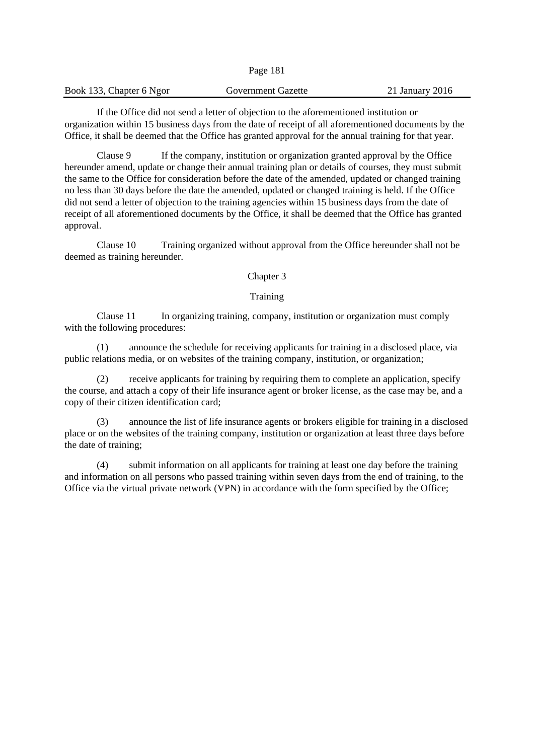If the Office did not send a letter of objection to the aforementioned institution or organization within 15 business days from the date of receipt of all aforementioned documents by the Office, it shall be deemed that the Office has granted approval for the annual training for that year.

Clause 9 If the company, institution or organization granted approval by the Office hereunder amend, update or change their annual training plan or details of courses, they must submit the same to the Office for consideration before the date of the amended, updated or changed training no less than 30 days before the date the amended, updated or changed training is held. If the Office did not send a letter of objection to the training agencies within 15 business days from the date of receipt of all aforementioned documents by the Office, it shall be deemed that the Office has granted approval.

Clause 10 Training organized without approval from the Office hereunder shall not be deemed as training hereunder.

## Chapter 3

## Training

Clause 11 In organizing training, company, institution or organization must comply with the following procedures:

(1) announce the schedule for receiving applicants for training in a disclosed place, via public relations media, or on websites of the training company, institution, or organization;

(2) receive applicants for training by requiring them to complete an application, specify the course, and attach a copy of their life insurance agent or broker license, as the case may be, and a copy of their citizen identification card;

(3) announce the list of life insurance agents or brokers eligible for training in a disclosed place or on the websites of the training company, institution or organization at least three days before the date of training;

(4) submit information on all applicants for training at least one day before the training and information on all persons who passed training within seven days from the end of training, to the Office via the virtual private network (VPN) in accordance with the form specified by the Office;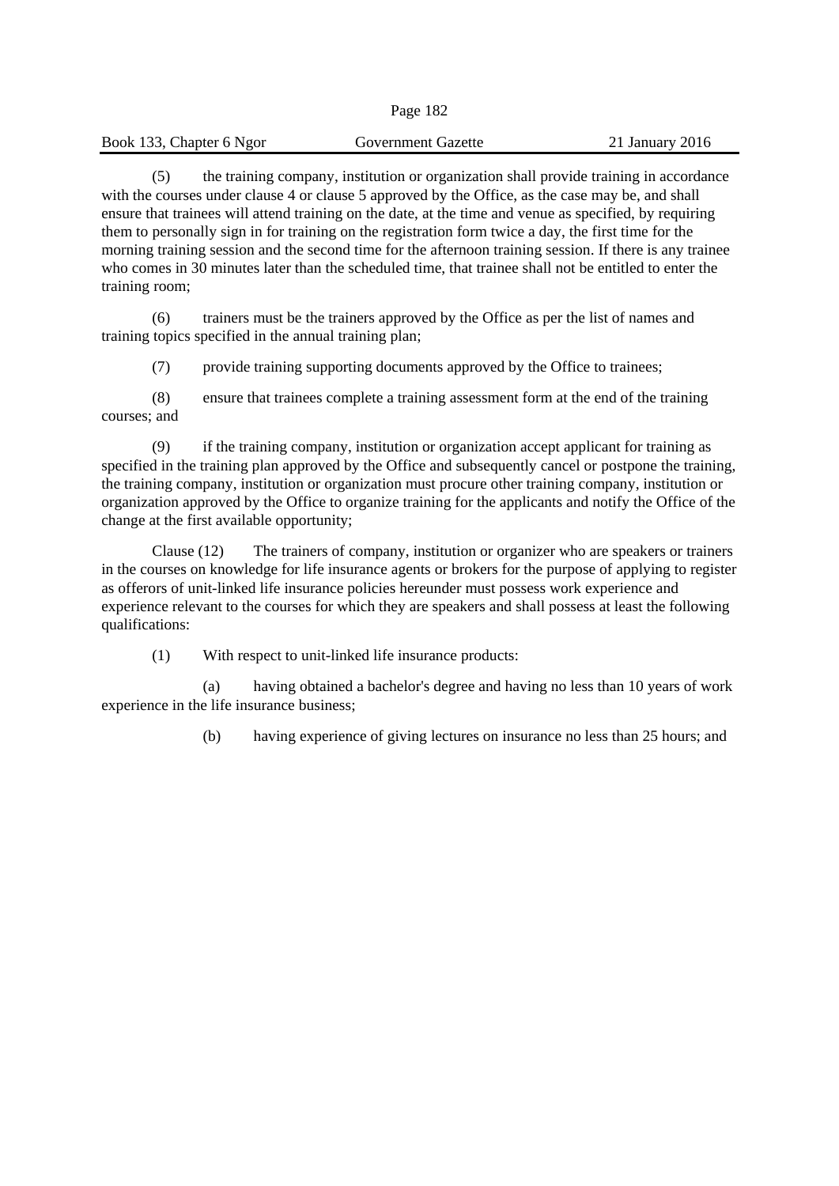(5) the training company, institution or organization shall provide training in accordance with the courses under clause 4 or clause 5 approved by the Office, as the case may be, and shall ensure that trainees will attend training on the date, at the time and venue as specified, by requiring them to personally sign in for training on the registration form twice a day, the first time for the morning training session and the second time for the afternoon training session. If there is any trainee who comes in 30 minutes later than the scheduled time, that trainee shall not be entitled to enter the training room;

(6) trainers must be the trainers approved by the Office as per the list of names and training topics specified in the annual training plan;

(7) provide training supporting documents approved by the Office to trainees;

(8) ensure that trainees complete a training assessment form at the end of the training courses; and

(9) if the training company, institution or organization accept applicant for training as specified in the training plan approved by the Office and subsequently cancel or postpone the training, the training company, institution or organization must procure other training company, institution or organization approved by the Office to organize training for the applicants and notify the Office of the change at the first available opportunity;

Clause (12) The trainers of company, institution or organizer who are speakers or trainers in the courses on knowledge for life insurance agents or brokers for the purpose of applying to register as offerors of unit-linked life insurance policies hereunder must possess work experience and experience relevant to the courses for which they are speakers and shall possess at least the following qualifications:

(1) With respect to unit-linked life insurance products:

(a) having obtained a bachelor's degree and having no less than 10 years of work experience in the life insurance business;

(b) having experience of giving lectures on insurance no less than 25 hours; and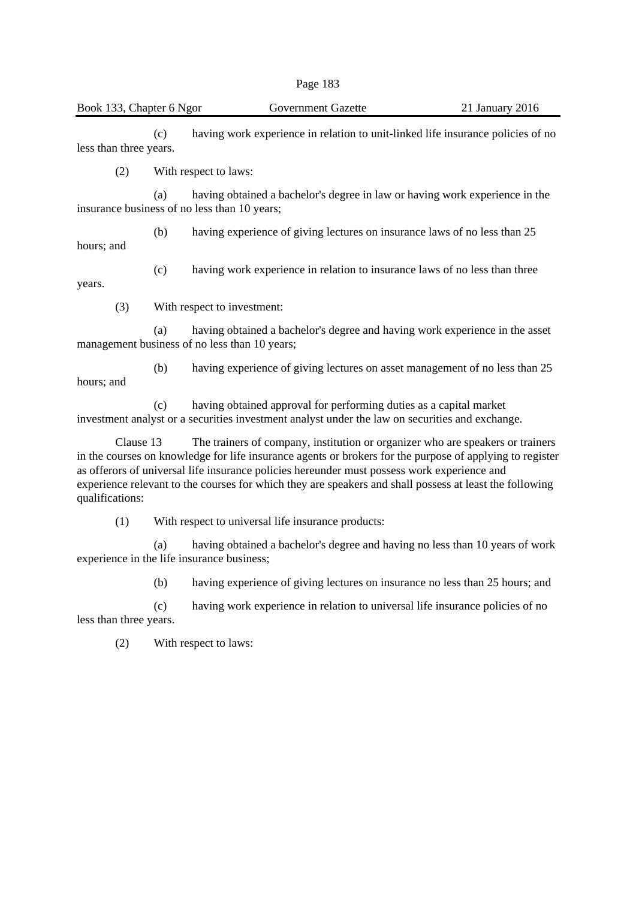(c) having work experience in relation to unit-linked life insurance policies of no less than three years.

(2) With respect to laws:

(a) having obtained a bachelor's degree in law or having work experience in the insurance business of no less than 10 years;

(b) having experience of giving lectures on insurance laws of no less than 25 hours; and

(c) having work experience in relation to insurance laws of no less than three years.

(3) With respect to investment:

(a) having obtained a bachelor's degree and having work experience in the asset management business of no less than 10 years;

(b) having experience of giving lectures on asset management of no less than 25 hours; and

(c) having obtained approval for performing duties as a capital market investment analyst or a securities investment analyst under the law on securities and exchange.

Clause 13 The trainers of company, institution or organizer who are speakers or trainers in the courses on knowledge for life insurance agents or brokers for the purpose of applying to register as offerors of universal life insurance policies hereunder must possess work experience and experience relevant to the courses for which they are speakers and shall possess at least the following qualifications:

(1) With respect to universal life insurance products:

(a) having obtained a bachelor's degree and having no less than 10 years of work experience in the life insurance business;

(b) having experience of giving lectures on insurance no less than 25 hours; and

(c) having work experience in relation to universal life insurance policies of no less than three years.

(2) With respect to laws: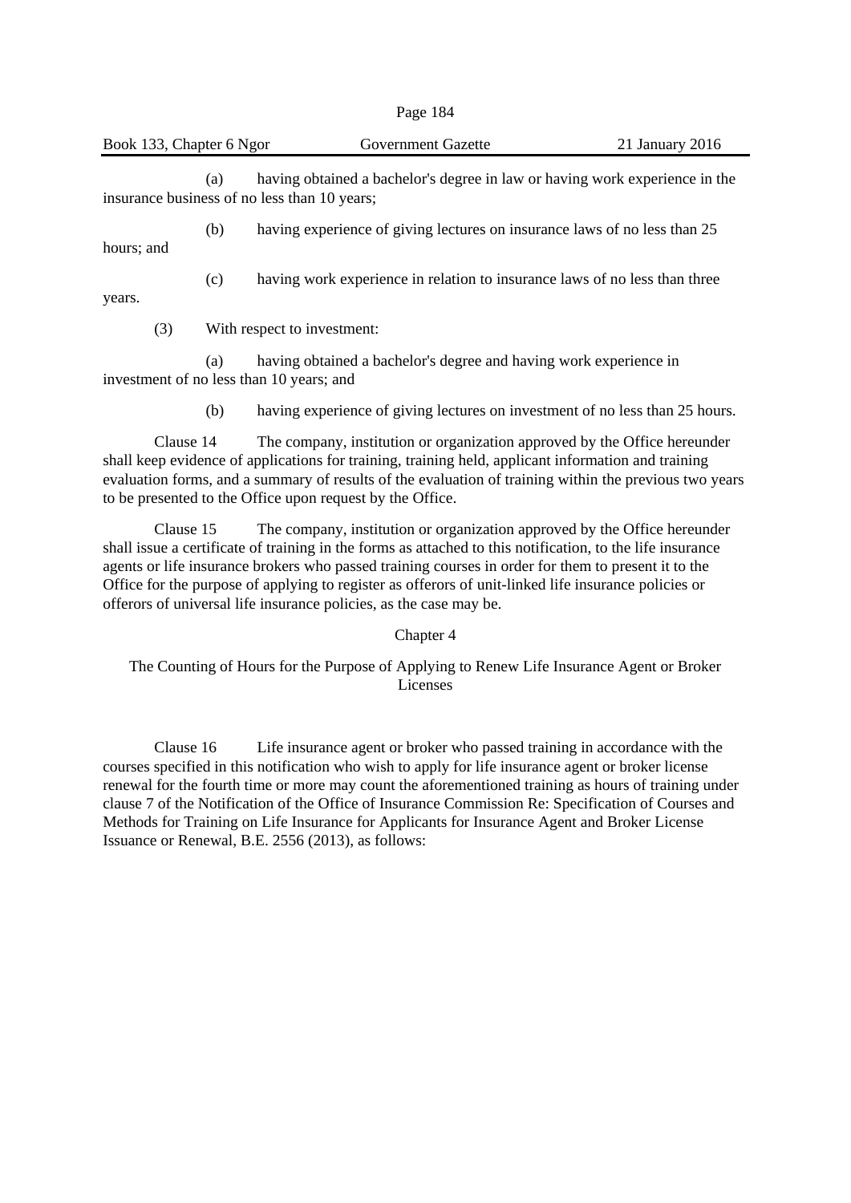(a) having obtained a bachelor's degree in law or having work experience in the insurance business of no less than 10 years;

(b) having experience of giving lectures on insurance laws of no less than 25 hours; and

(c) having work experience in relation to insurance laws of no less than three years.

(3) With respect to investment:

(a) having obtained a bachelor's degree and having work experience in investment of no less than 10 years; and

(b) having experience of giving lectures on investment of no less than 25 hours.

Clause 14 The company, institution or organization approved by the Office hereunder shall keep evidence of applications for training, training held, applicant information and training evaluation forms, and a summary of results of the evaluation of training within the previous two years to be presented to the Office upon request by the Office.

Clause 15 The company, institution or organization approved by the Office hereunder shall issue a certificate of training in the forms as attached to this notification, to the life insurance agents or life insurance brokers who passed training courses in order for them to present it to the Office for the purpose of applying to register as offerors of unit-linked life insurance policies or offerors of universal life insurance policies, as the case may be.

## Chapter 4

## The Counting of Hours for the Purpose of Applying to Renew Life Insurance Agent or Broker Licenses

Clause 16 Life insurance agent or broker who passed training in accordance with the courses specified in this notification who wish to apply for life insurance agent or broker license renewal for the fourth time or more may count the aforementioned training as hours of training under clause 7 of the Notification of the Office of Insurance Commission Re: Specification of Courses and Methods for Training on Life Insurance for Applicants for Insurance Agent and Broker License Issuance or Renewal, B.E. 2556 (2013), as follows: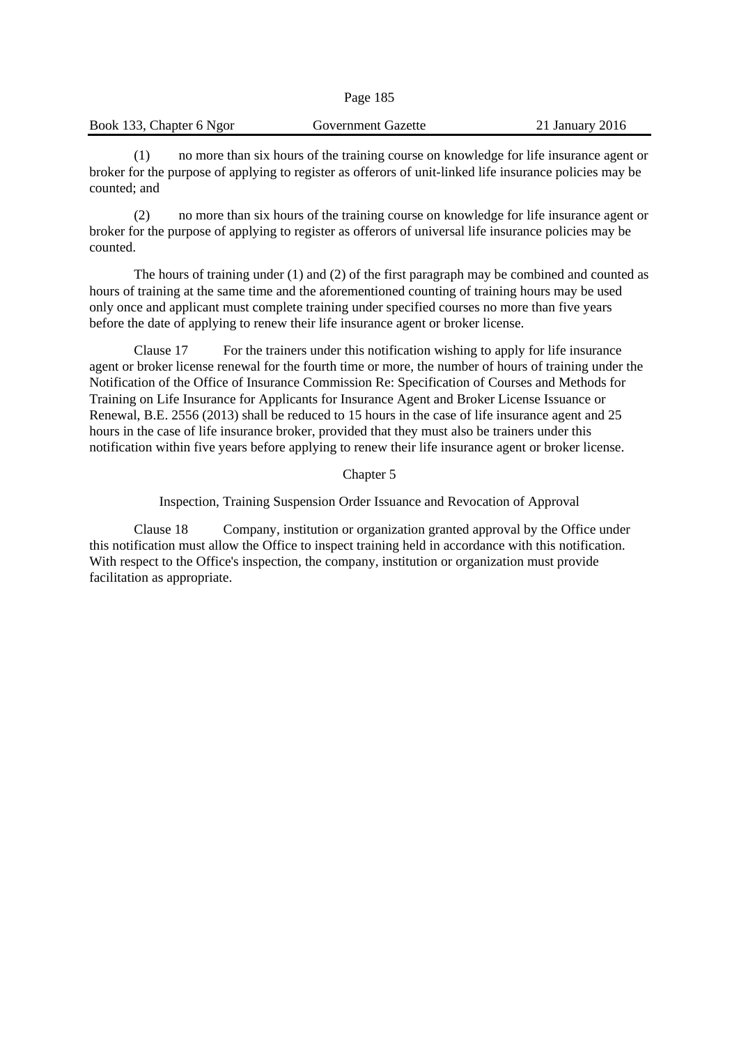(1) no more than six hours of the training course on knowledge for life insurance agent or broker for the purpose of applying to register as offerors of unit-linked life insurance policies may be counted; and

(2) no more than six hours of the training course on knowledge for life insurance agent or broker for the purpose of applying to register as offerors of universal life insurance policies may be counted.

The hours of training under (1) and (2) of the first paragraph may be combined and counted as hours of training at the same time and the aforementioned counting of training hours may be used only once and applicant must complete training under specified courses no more than five years before the date of applying to renew their life insurance agent or broker license.

Clause 17 For the trainers under this notification wishing to apply for life insurance agent or broker license renewal for the fourth time or more, the number of hours of training under the Notification of the Office of Insurance Commission Re: Specification of Courses and Methods for Training on Life Insurance for Applicants for Insurance Agent and Broker License Issuance or Renewal, B.E. 2556 (2013) shall be reduced to 15 hours in the case of life insurance agent and 25 hours in the case of life insurance broker, provided that they must also be trainers under this notification within five years before applying to renew their life insurance agent or broker license.

## Chapter 5

## Inspection, Training Suspension Order Issuance and Revocation of Approval

Clause 18 Company, institution or organization granted approval by the Office under this notification must allow the Office to inspect training held in accordance with this notification. With respect to the Office's inspection, the company, institution or organization must provide facilitation as appropriate.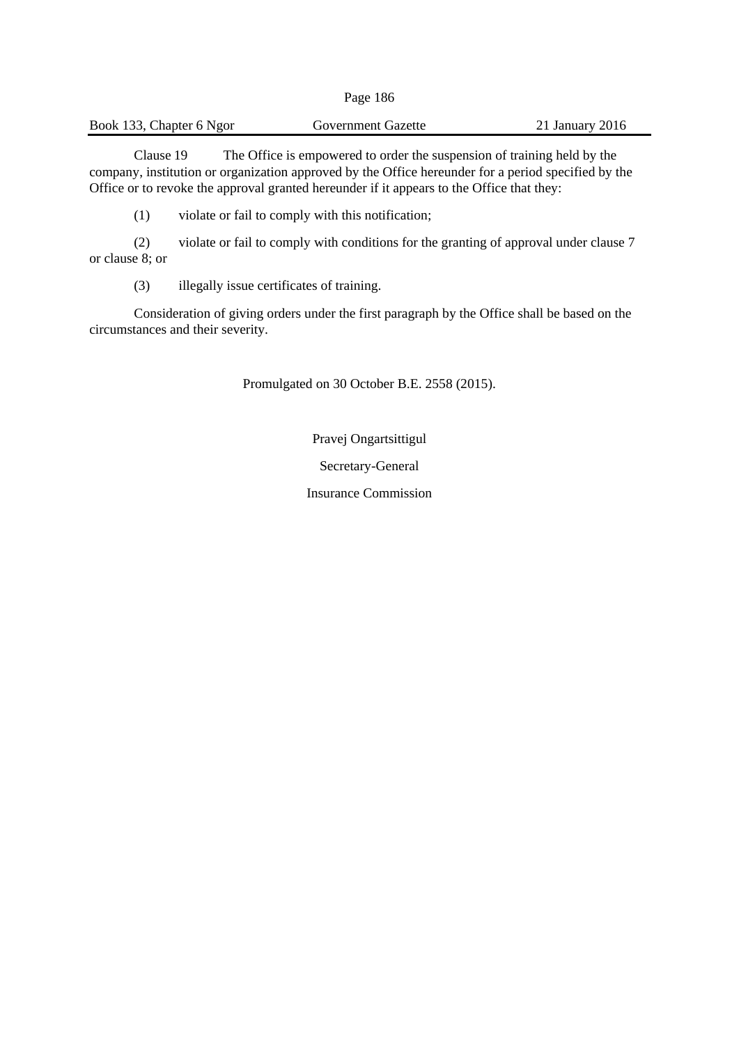Clause 19 The Office is empowered to order the suspension of training held by the company, institution or organization approved by the Office hereunder for a period specified by the Office or to revoke the approval granted hereunder if it appears to the Office that they:

(1) violate or fail to comply with this notification;

(2) violate or fail to comply with conditions for the granting of approval under clause 7 or clause 8; or

(3) illegally issue certificates of training.

Consideration of giving orders under the first paragraph by the Office shall be based on the circumstances and their severity.

Promulgated on 30 October B.E. 2558 (2015).

Pravej Ongartsittigul

Secretary-General

Insurance Commission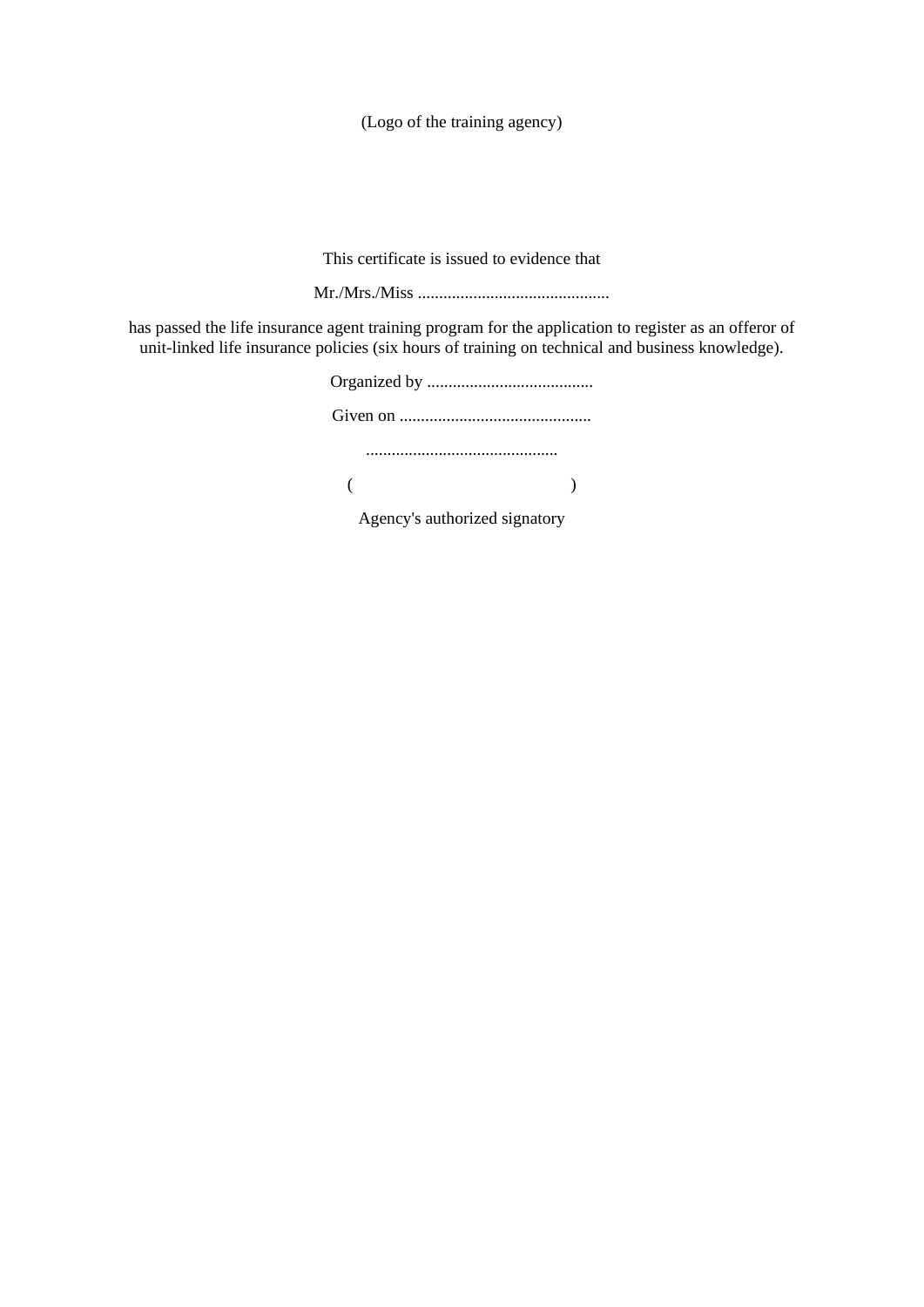(Logo of the training agency)

This certificate is issued to evidence that

Mr./Mrs./Miss .............................................

has passed the life insurance agent training program for the application to register as an offeror of unit-linked life insurance policies (six hours of training on technical and business knowledge).

Organized by .......................................

Given on .............................................

.............................................

( )

Agency's authorized signatory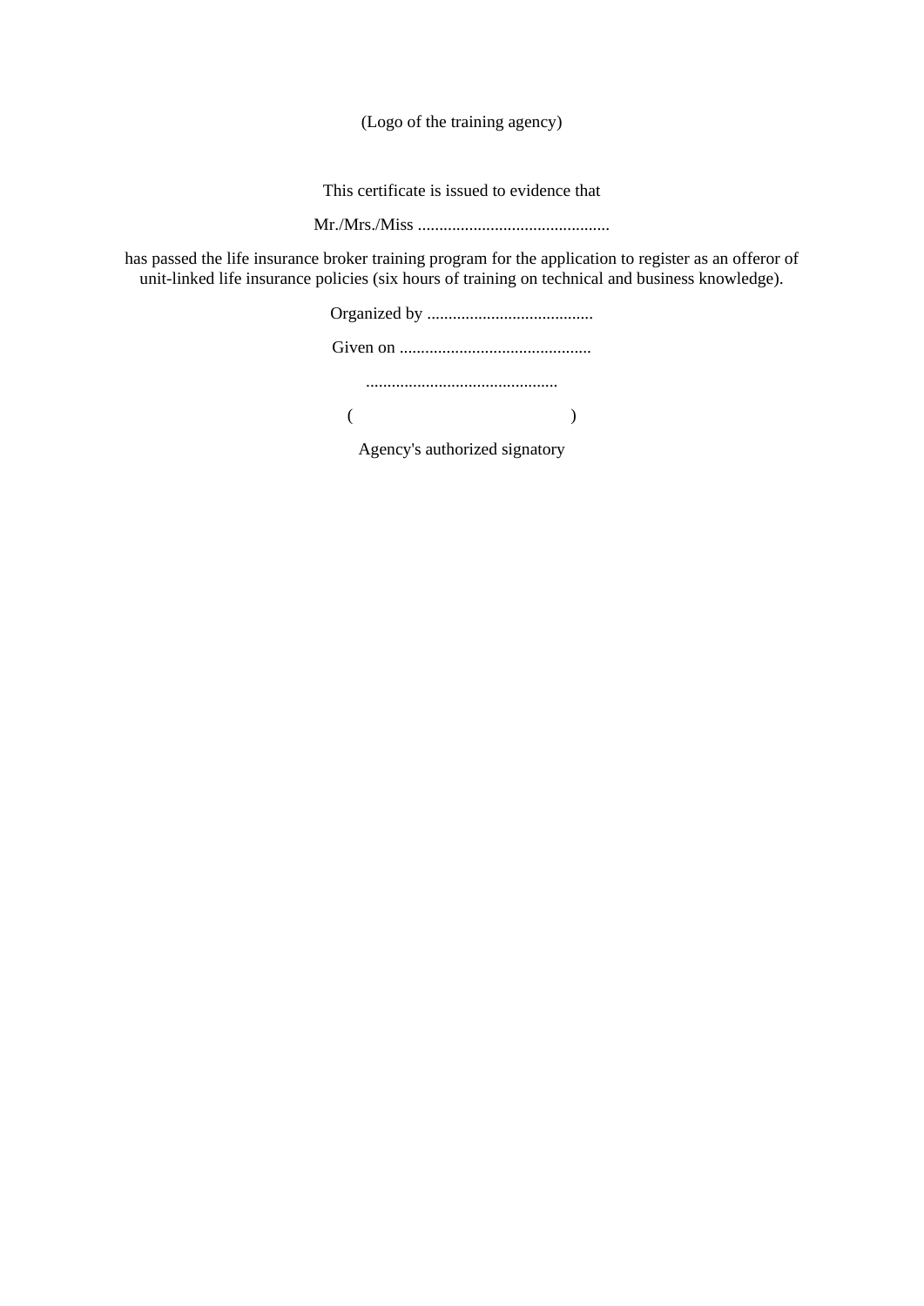(Logo of the training agency)

This certificate is issued to evidence that

Mr./Mrs./Miss .............................................

has passed the life insurance broker training program for the application to register as an offeror of unit-linked life insurance policies (six hours of training on technical and business knowledge).

Organized by .......................................

Given on .............................................

.............................................

( )

Agency's authorized signatory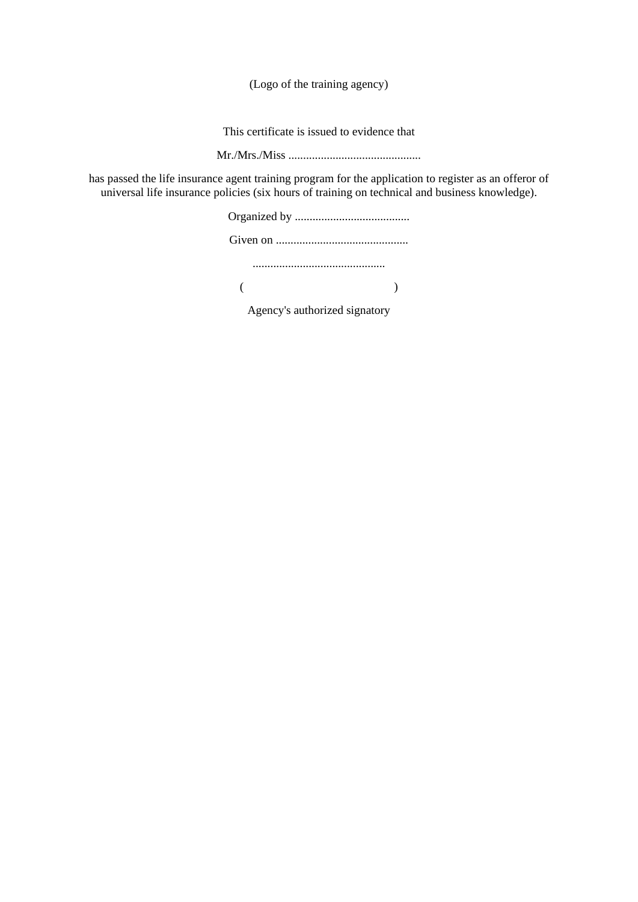(Logo of the training agency)

This certificate is issued to evidence that

Mr./Mrs./Miss .............................................

has passed the life insurance agent training program for the application to register as an offeror of universal life insurance policies (six hours of training on technical and business knowledge).

Organized by .......................................

Given on .............................................

.............................................

( )

Agency's authorized signatory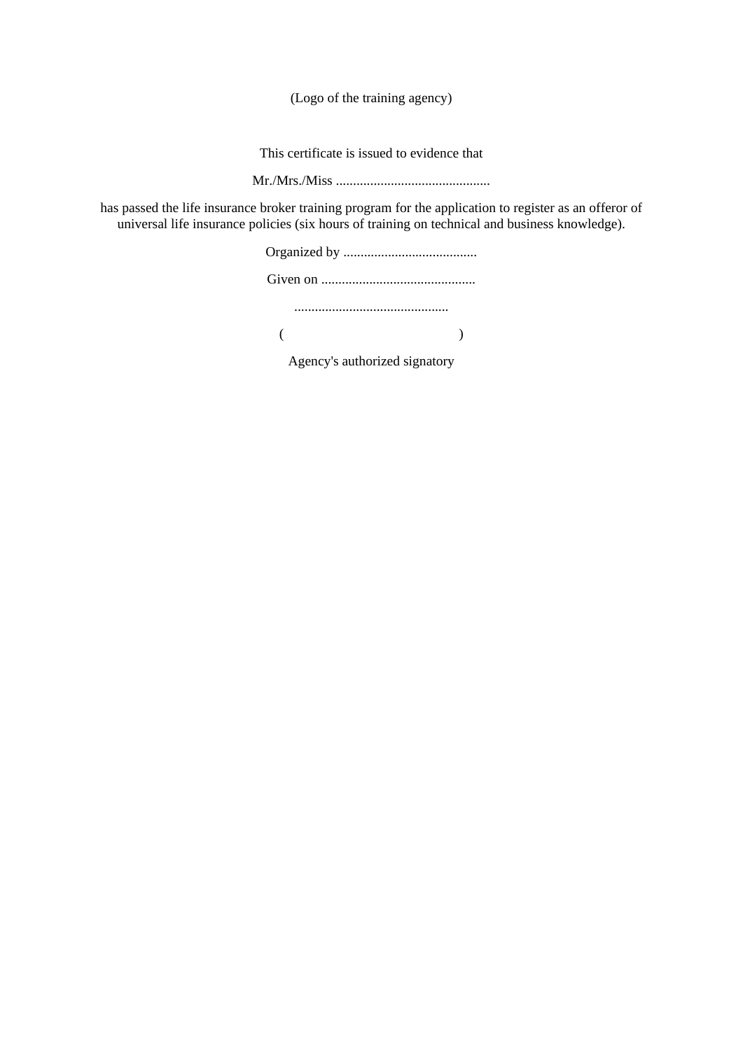(Logo of the training agency)

This certificate is issued to evidence that

Mr./Mrs./Miss .............................................

has passed the life insurance broker training program for the application to register as an offeror of universal life insurance policies (six hours of training on technical and business knowledge).

Organized by .......................................

Given on .............................................

.............................................

( )

Agency's authorized signatory